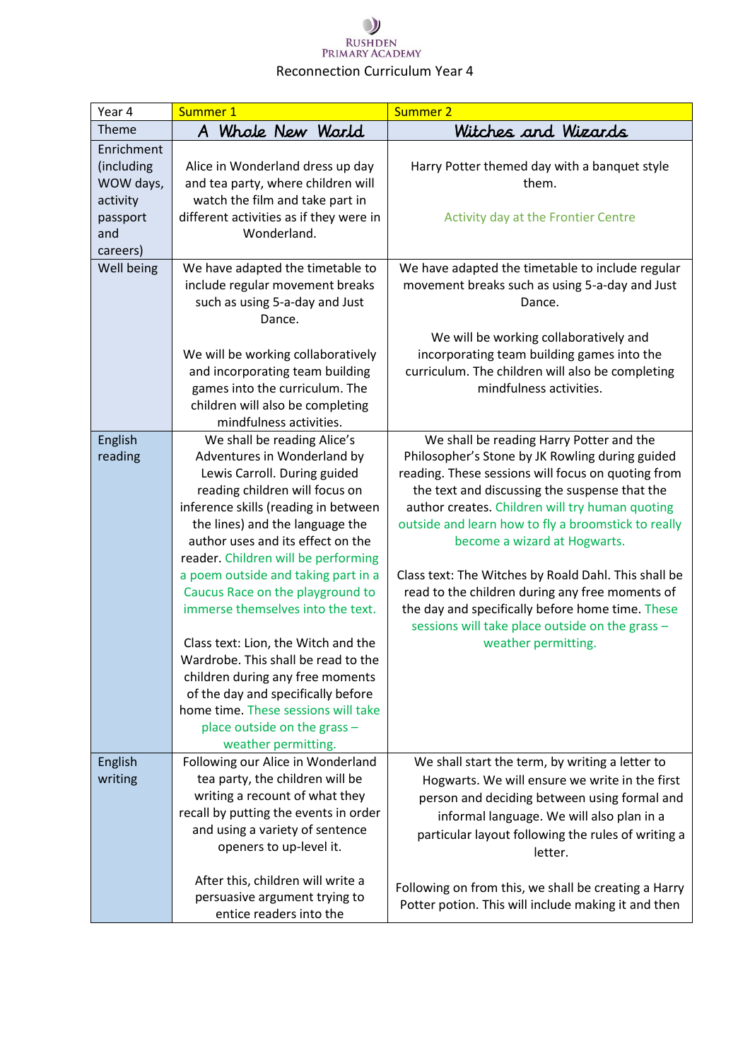Rushden Primary Academy

Reconnection Curriculum Year 4

| Year 4 | Summer 1 | Summer 2 |
| --- | --- | --- |
| Theme | A Whole New World | Witches and Wizards |
| Enrichment (including WOW days, activity passport and careers) | Alice in Wonderland dress up day and tea party, where children will watch the film and take part in different activities as if they were in Wonderland. | Harry Potter themed day with a banquet style them.<br><br>Activity day at the Frontier Centre |
| Well being | We have adapted the timetable to include regular movement breaks such as using 5-a-day and Just Dance.<br><br>We will be working collaboratively and incorporating team building games into the curriculum. The children will also be completing mindfulness activities. | We have adapted the timetable to include regular movement breaks such as using 5-a-day and Just Dance.<br><br>We will be working collaboratively and incorporating team building games into the curriculum. The children will also be completing mindfulness activities. |
| English reading | We shall be reading Alice's Adventures in Wonderland by Lewis Carroll. During guided reading children will focus on inference skills (reading in between the lines) and the language the author uses and its effect on the reader. Children will be performing a poem outside and taking part in a Caucus Race on the playground to immerse themselves into the text.<br><br>Class text: Lion, the Witch and the Wardrobe. This shall be read to the children during any free moments of the day and specifically before home time. These sessions will take place outside on the grass – weather permitting. | We shall be reading Harry Potter and the Philosopher's Stone by JK Rowling during guided reading. These sessions will focus on quoting from the text and discussing the suspense that the author creates. Children will try human quoting outside and learn how to fly a broomstick to really become a wizard at Hogwarts.<br><br>Class text: The Witches by Roald Dahl. This shall be read to the children during any free moments of the day and specifically before home time. These sessions will take place outside on the grass – weather permitting. |
| English writing | Following our Alice in Wonderland tea party, the children will be writing a recount of what they recall by putting the events in order and using a variety of sentence openers to up-level it.<br><br>After this, children will write a persuasive argument trying to entice readers into the | We shall start the term, by writing a letter to Hogwarts. We will ensure we write in the first person and deciding between using formal and informal language. We will also plan in a particular layout following the rules of writing a letter.<br><br>Following on from this, we shall be creating a Harry Potter potion. This will include making it and then |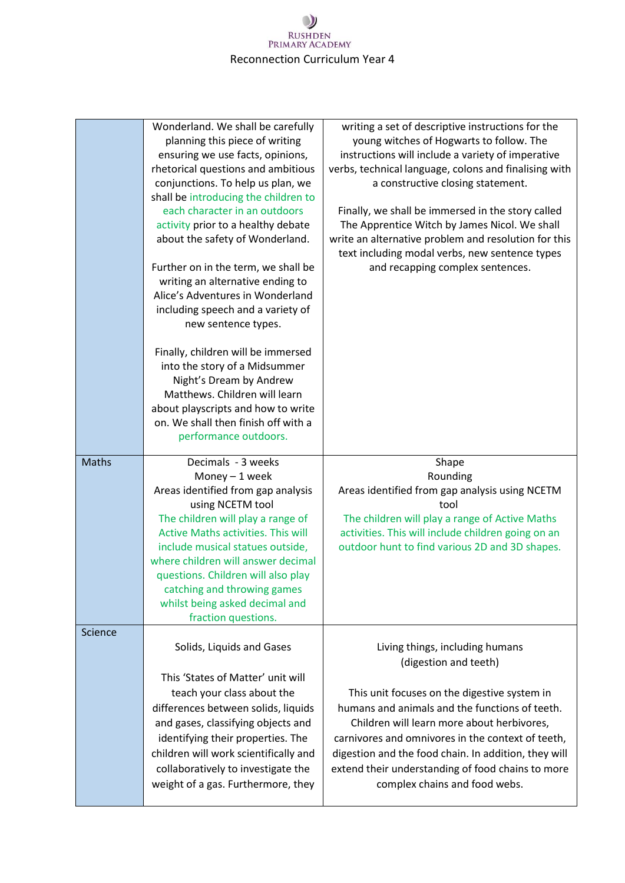| | | |
|---|---|---|
| | Wonderland. We shall be carefully planning this piece of writing ensuring we use facts, opinions, rhetorical questions and ambitious conjunctions. To help us plan, we shall be introducing the children to each character in an outdoors activity prior to a healthy debate about the safety of Wonderland.<br><br>Further on in the term, we shall be writing an alternative ending to Alice's Adventures in Wonderland including speech and a variety of new sentence types.<br><br>Finally, children will be immersed into the story of a Midsummer Night's Dream by Andrew Matthews. Children will learn about playscripts and how to write on. We shall then finish off with a performance outdoors. | writing a set of descriptive instructions for the young witches of Hogwarts to follow. The instructions will include a variety of imperative verbs, technical language, colons and finalising with a constructive closing statement.<br><br>Finally, we shall be immersed in the story called The Apprentice Witch by James Nicol. We shall write an alternative problem and resolution for this text including modal verbs, new sentence types and recapping complex sentences. |
| Maths | Decimals - 3 weeks<br>Money – 1 week<br>Areas identified from gap analysis using NCETM tool<br>The children will play a range of Active Maths activities. This will include musical statues outside, where children will answer decimal questions. Children will also play catching and throwing games whilst being asked decimal and fraction questions. | Shape<br>Rounding<br>Areas identified from gap analysis using NCETM tool<br>The children will play a range of Active Maths activities. This will include children going on an outdoor hunt to find various 2D and 3D shapes. |
| Science | Solids, Liquids and Gases<br><br>This 'States of Matter' unit will teach your class about the differences between solids, liquids and gases, classifying objects and identifying their properties. The children will work scientifically and collaboratively to investigate the weight of a gas. Furthermore, they | Living things, including humans (digestion and teeth)<br><br>This unit focuses on the digestive system in humans and animals and the functions of teeth. Children will learn more about herbivores, carnivores and omnivores in the context of teeth, digestion and the food chain. In addition, they will extend their understanding of food chains to more complex chains and food webs. |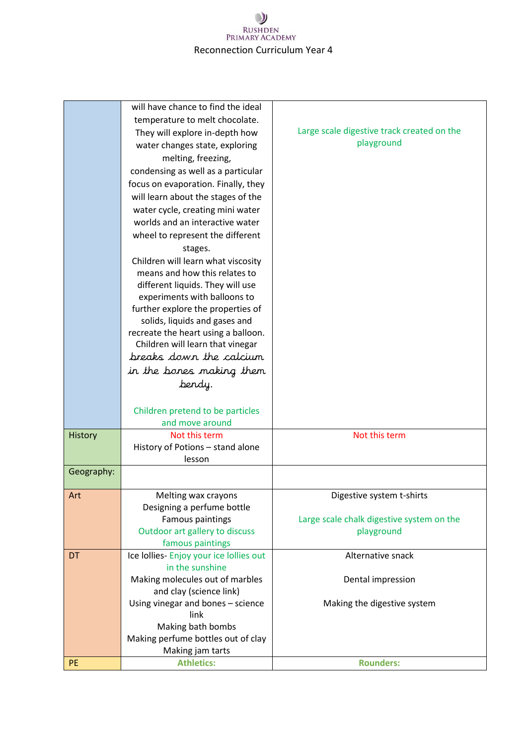| | | |
|---|---|---|
| | will have chance to find the ideal temperature to melt chocolate. They will explore in-depth how water changes state, exploring melting, freezing, condensing as well as a particular focus on evaporation. Finally, they will learn about the stages of the water cycle, creating mini water worlds and an interactive water wheel to represent the different stages.<br>Children will learn what viscosity means and how this relates to different liquids. They will use experiments with balloons to further explore the properties of solids, liquids and gases and recreate the heart using a balloon. Children will learn that vinegar breaks down the calcium in the bones making them bendy.<br><br>Children pretend to be particles and move around | Large scale digestive track created on the playground |
| History | Not this term<br>History of Potions – stand alone lesson | Not this term |
| Geography: | | |
| Art | Melting wax crayons<br>Designing a perfume bottle<br>Famous paintings<br>Outdoor art gallery to discuss famous paintings | Digestive system t-shirts<br><br>Large scale chalk digestive system on the playground |
| DT | Ice lollies- Enjoy your ice lollies out in the sunshine<br>Making molecules out of marbles and clay (science link)<br>Using vinegar and bones – science link<br>Making bath bombs<br>Making perfume bottles out of clay<br>Making jam tarts | Alternative snack<br><br>Dental impression<br><br>Making the digestive system |
| PE | **Athletics:** | **Rounders:** |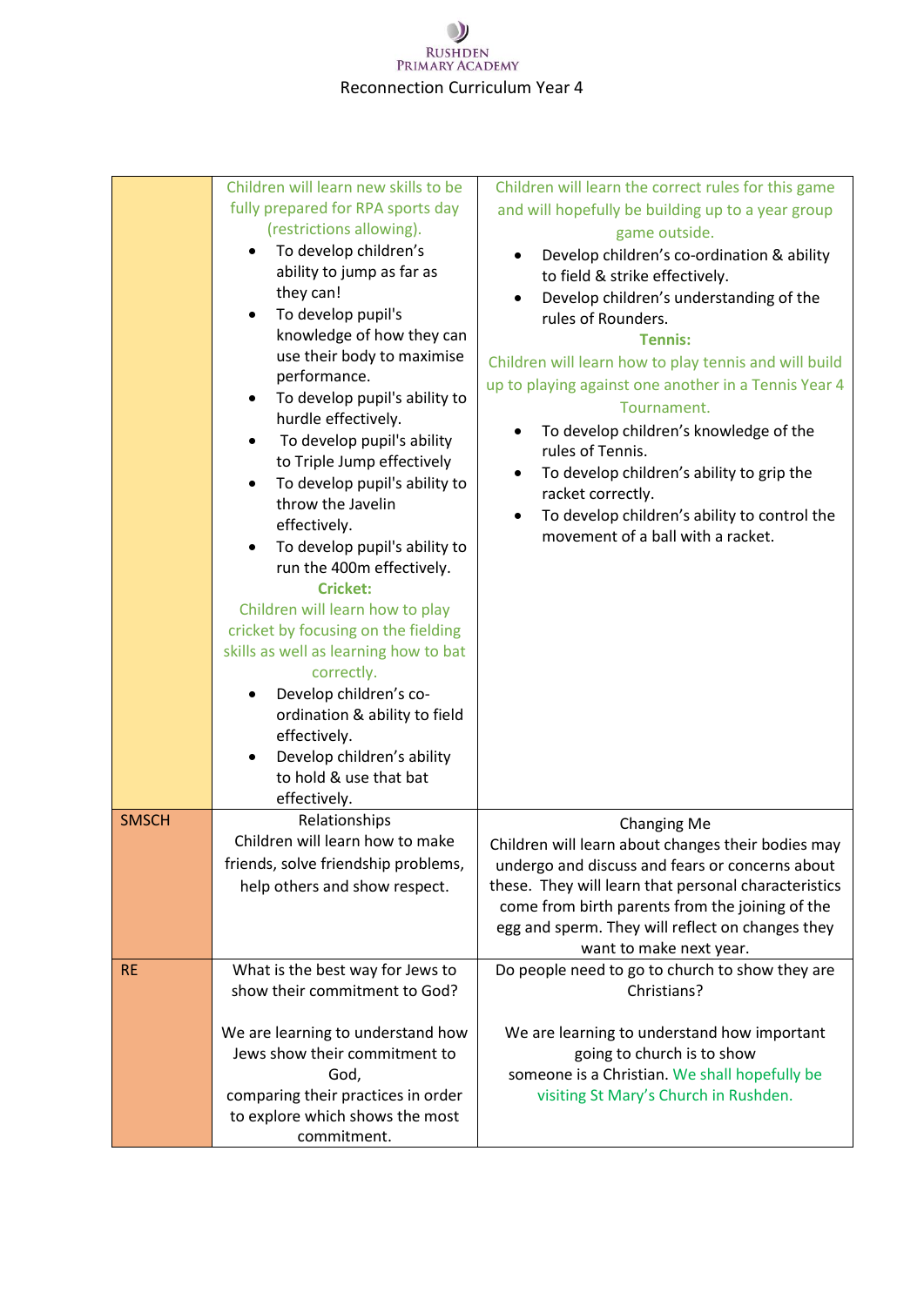# Reconnection Curriculum Year 4

| | | |
|---|---|---|
| | Children will learn new skills to be fully prepared for RPA sports day (restrictions allowing).<br>• To develop children's ability to jump as far as they can!<br>• To develop pupil's knowledge of how they can use their body to maximise performance.<br>• To develop pupil's ability to hurdle effectively.<br>• To develop pupil's ability to Triple Jump effectively<br>• To develop pupil's ability to throw the Javelin effectively.<br>• To develop pupil's ability to run the 400m effectively.<br>**Cricket:**<br>Children will learn how to play cricket by focusing on the fielding skills as well as learning how to bat correctly.<br>• Develop children's co-ordination & ability to field effectively.<br>• Develop children's ability to hold & use that bat effectively. | Children will learn the correct rules for this game and will hopefully be building up to a year group game outside.<br>• Develop children's co-ordination & ability to field & strike effectively.<br>• Develop children's understanding of the rules of Rounders.<br>**Tennis:**<br>Children will learn how to play tennis and will build up to playing against one another in a Tennis Year 4 Tournament.<br>• To develop children's knowledge of the rules of Tennis.<br>• To develop children's ability to grip the racket correctly.<br>• To develop children's ability to control the movement of a ball with a racket. |
| SMSCH | Relationships<br>Children will learn how to make friends, solve friendship problems, help others and show respect. | Changing Me<br>Children will learn about changes their bodies may undergo and discuss and fears or concerns about these. They will learn that personal characteristics come from birth parents from the joining of the egg and sperm. They will reflect on changes they want to make next year. |
| RE | What is the best way for Jews to show their commitment to God?<br><br>We are learning to understand how Jews show their commitment to God,<br>comparing their practices in order to explore which shows the most commitment. | Do people need to go to church to show they are Christians?<br><br>We are learning to understand how important going to church is to show someone is a Christian. We shall hopefully be visiting St Mary's Church in Rushden. |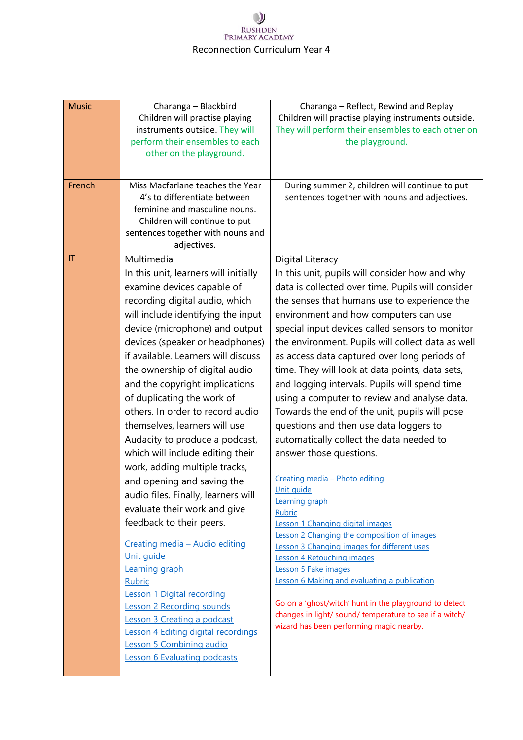RUSHDEN PRIMARY ACADEMY

Reconnection Curriculum Year 4

| | | |
|---|---|---|
| Music | Charanga – Blackbird<br>Children will practise playing instruments outside. They will perform their ensembles to each other on the playground. | Charanga – Reflect, Rewind and Replay<br>Children will practise playing instruments outside. They will perform their ensembles to each other on the playground. |
| French | Miss Macfarlane teaches the Year 4's to differentiate between feminine and masculine nouns. Children will continue to put sentences together with nouns and adjectives. | During summer 2, children will continue to put sentences together with nouns and adjectives. |
| IT | Multimedia<br>In this unit, learners will initially examine devices capable of recording digital audio, which will include identifying the input device (microphone) and output devices (speaker or headphones) if available. Learners will discuss the ownership of digital audio and the copyright implications of duplicating the work of others. In order to record audio themselves, learners will use Audacity to produce a podcast, which will include editing their work, adding multiple tracks, and opening and saving the audio files. Finally, learners will evaluate their work and give feedback to their peers.<br><br>Creating media – Audio editing<br>Unit guide<br>Learning graph<br>Rubric<br>Lesson 1 Digital recording<br>Lesson 2 Recording sounds<br>Lesson 3 Creating a podcast<br>Lesson 4 Editing digital recordings<br>Lesson 5 Combining audio<br>Lesson 6 Evaluating podcasts | Digital Literacy<br>In this unit, pupils will consider how and why data is collected over time. Pupils will consider the senses that humans use to experience the environment and how computers can use special input devices called sensors to monitor the environment. Pupils will collect data as well as access data captured over long periods of time. They will look at data points, data sets, and logging intervals. Pupils will spend time using a computer to review and analyse data. Towards the end of the unit, pupils will pose questions and then use data loggers to automatically collect the data needed to answer those questions.<br><br>Creating media – Photo editing<br>Unit guide<br>Learning graph<br>Rubric<br>Lesson 1 Changing digital images<br>Lesson 2 Changing the composition of images<br>Lesson 3 Changing images for different uses<br>Lesson 4 Retouching images<br>Lesson 5 Fake images<br>Lesson 6 Making and evaluating a publication<br><br>Go on a 'ghost/witch' hunt in the playground to detect changes in light/ sound/ temperature to see if a witch/ wizard has been performing magic nearby. |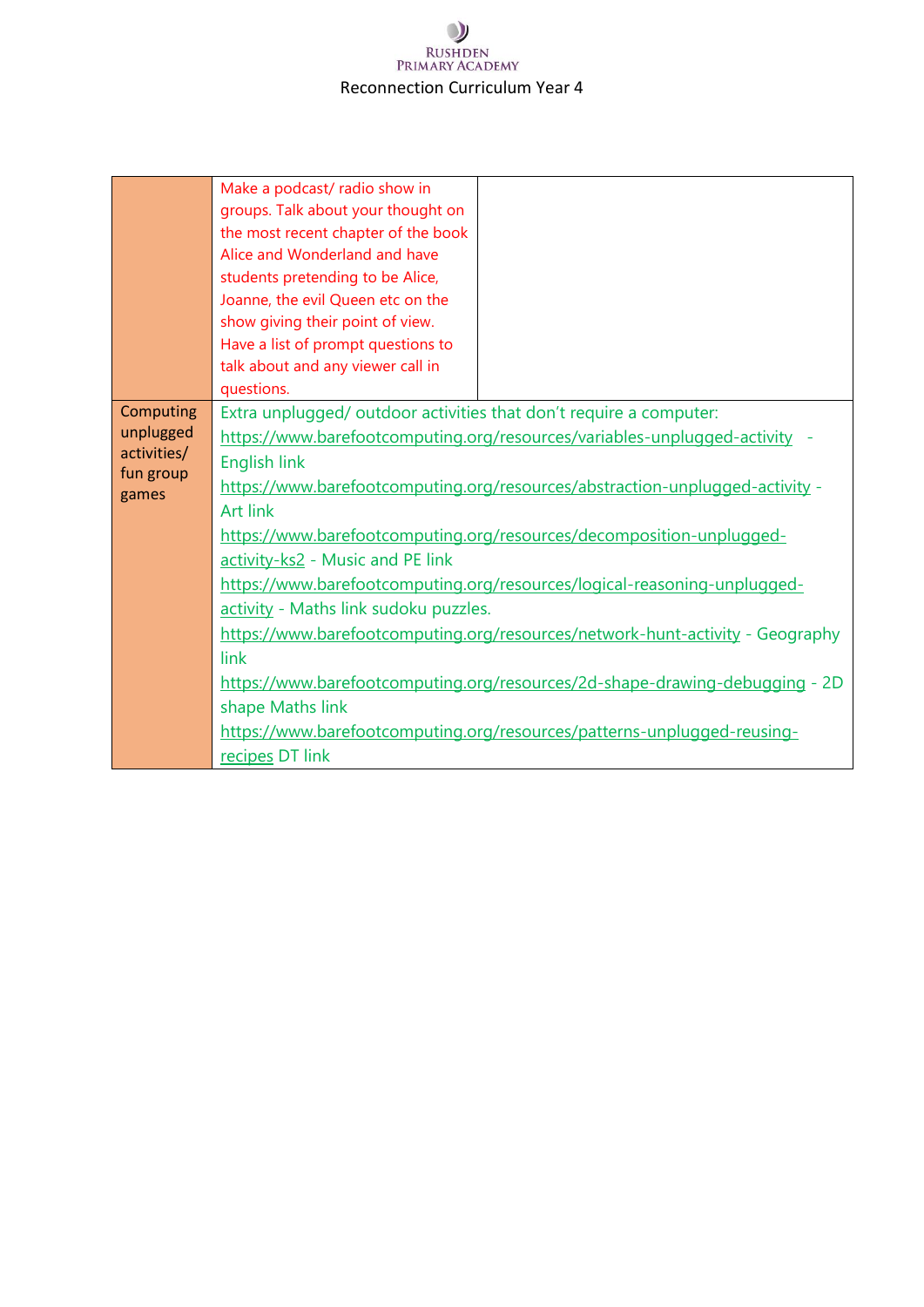| | | |
|---|---|---|
| | Make a podcast/ radio show in groups. Talk about your thought on the most recent chapter of the book Alice and Wonderland and have students pretending to be Alice, Joanne, the evil Queen etc on the show giving their point of view. Have a list of prompt questions to talk about and any viewer call in questions. | |
| Computing unplugged activities/ fun group games | Extra unplugged/ outdoor activities that don't require a computer:<br>https://www.barefootcomputing.org/resources/variables-unplugged-activity - English link<br>https://www.barefootcomputing.org/resources/abstraction-unplugged-activity - Art link<br>https://www.barefootcomputing.org/resources/decomposition-unplugged-activity-ks2 - Music and PE link<br>https://www.barefootcomputing.org/resources/logical-reasoning-unplugged-activity - Maths link sudoku puzzles.<br>https://www.barefootcomputing.org/resources/network-hunt-activity - Geography link<br>https://www.barefootcomputing.org/resources/2d-shape-drawing-debugging - 2D shape Maths link<br>https://www.barefootcomputing.org/resources/patterns-unplugged-reusing-recipes DT link | |